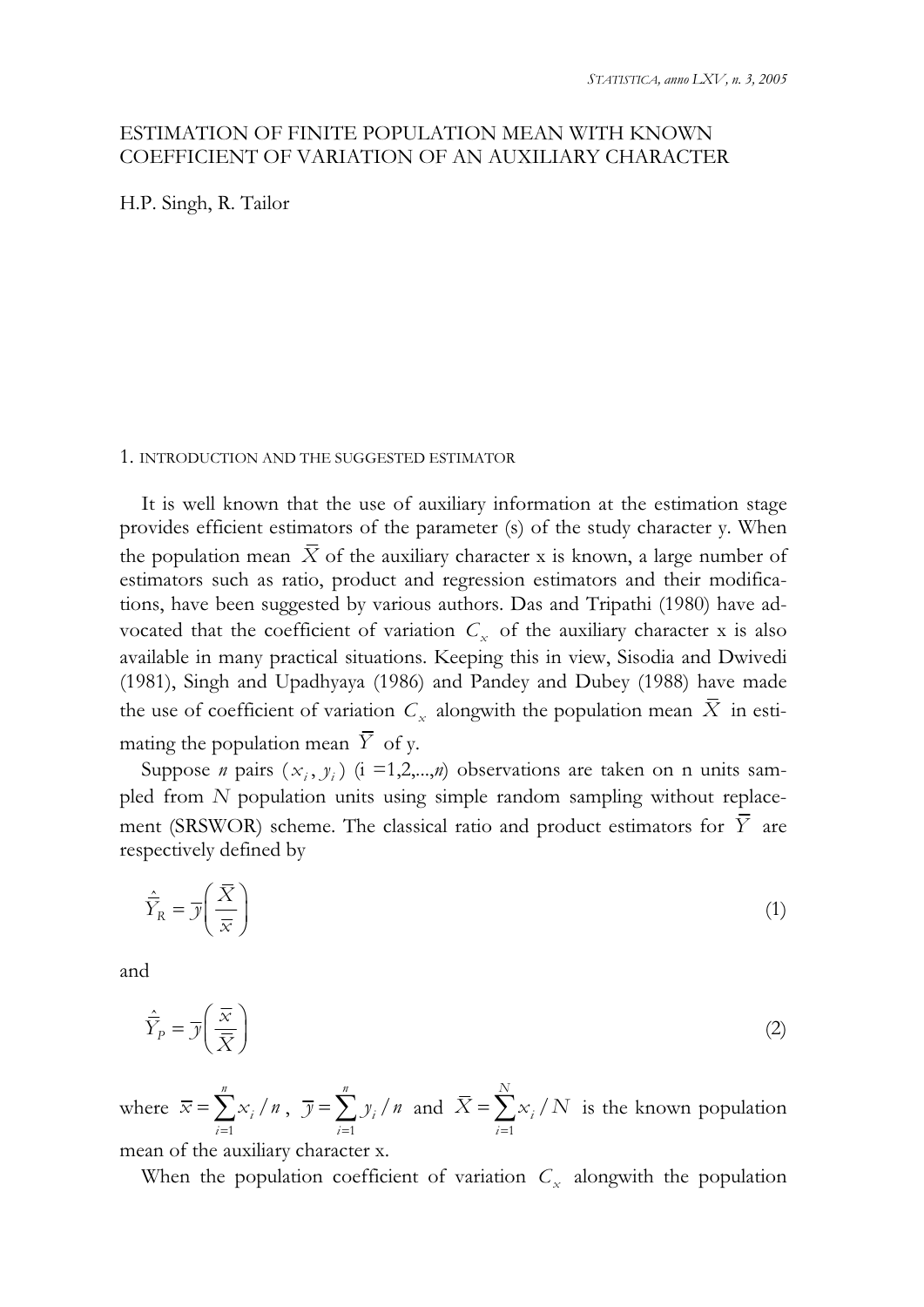# ESTIMATION OF FINITE POPULATION MEAN WITH KNOWN COEFFICIENT OF VARIATION OF AN AUXILIARY CHARACTER

H.P. Singh, R. Tailor

## 1. INTRODUCTION AND THE SUGGESTED ESTIMATOR

It is well known that the use of auxiliary information at the estimation stage provides efficient estimators of the parameter (s) of the study character y. When the population mean $\bar{X}$ of the auxiliary character x is known, a large number of estimators such as ratio, product and regression estimators and their modifications, have been suggested by various authors. Das and Tripathi (1980) have advocated that the coefficient of variation $C_x$ of the auxiliary character x is also available in many practical situations. Keeping this in view, Sisodia and Dwivedi (1981), Singh and Upadhyaya (1986) and Pandey and Dubey (1988) have made the use of coefficient of variation $C_x$ alongwith the population mean $\bar{X}$ in estimating the population mean $\bar{Y}$ of y.

Suppose *n* pairs $(x_i, y_i)$ (i =1,2,...,*n*) observations are taken on n units sampled from $N$ population units using simple random sampling without replacement (SRSWOR) scheme. The classical ratio and product estimators for $\bar{Y}$ are respectively defined by

$$\hat{\bar{Y}}_R = \bar{y}\left(\frac{\bar{X}}{\bar{x}}\right) \tag{1}$$

and

$$\hat{\bar{Y}}_P = \bar{y}\left(\frac{\bar{x}}{\bar{X}}\right) \tag{2}$$

where $\bar{x} = \sum_{i=1}^{n} x_i / n$, $\bar{y} = \sum_{i=1}^{n} y_i / n$ and $\bar{X} = \sum_{i=1}^{N} x_i / N$ is the known population mean of the auxiliary character x.

When the population coefficient of variation $C_x$ alongwith the population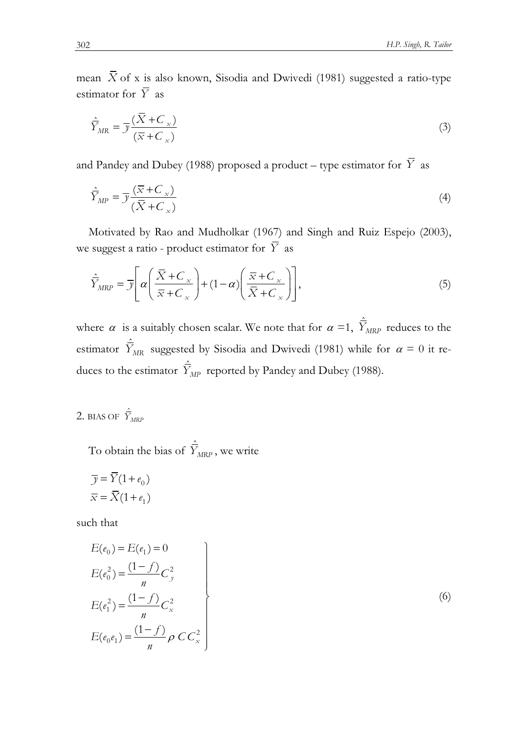mean $\overline{X}$ of x is also known, Sisodia and Dwivedi (1981) suggested a ratio-type estimator for $\overline{Y}$ as

$$\hat{\overline{Y}}_{MR} = \overline{y}\frac{(\overline{X}+C_x)}{(\overline{x}+C_x)} \tag{3}$$

and Pandey and Dubey (1988) proposed a product – type estimator for $\overline{Y}$ as

$$\hat{\overline{Y}}_{MP} = \overline{y}\frac{(\overline{x}+C_x)}{(\overline{X}+C_x)} \tag{4}$$

Motivated by Rao and Mudholkar (1967) and Singh and Ruiz Espejo (2003), we suggest a ratio - product estimator for $\overline{Y}$ as

$$\hat{\overline{Y}}_{MRP} = \overline{y}\left[\alpha\left(\frac{\overline{X}+C_x}{\overline{x}+C_x}\right)+(1-\alpha)\left(\frac{\overline{x}+C_x}{\overline{X}+C_x}\right)\right], \tag{5}$$

where $\alpha$ is a suitably chosen scalar. We note that for $\alpha = 1$, $\hat{\overline{Y}}_{MRP}$ reduces to the estimator $\hat{\overline{Y}}_{MR}$ suggested by Sisodia and Dwivedi (1981) while for $\alpha = 0$ it reduces to the estimator $\hat{\overline{Y}}_{MP}$ reported by Pandey and Dubey (1988).

## 2. BIAS OF $\hat{\overline{Y}}_{MRP}$

To obtain the bias of $\hat{\overline{Y}}_{MRP}$, we write

$$\overline{y} = \overline{Y}(1+e_0)$$
$$\overline{x} = \overline{X}(1+e_1)$$

such that

$$\left.\begin{aligned}
E(e_0) &= E(e_1) = 0\\
E(e_0^2) &= \frac{(1-f)}{n}C_y^2\\
E(e_1^2) &= \frac{(1-f)}{n}C_x^2\\
E(e_0e_1) &= \frac{(1-f)}{n}\rho\, C C_x^2
\end{aligned}\right\} \tag{6}$$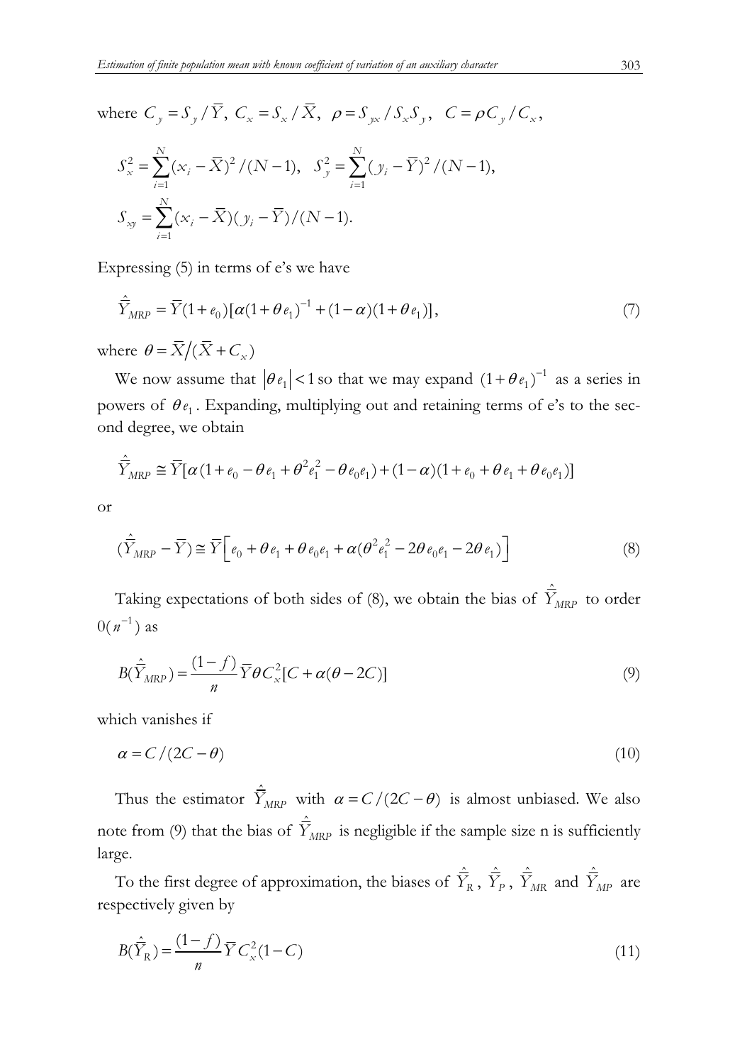where $C_y = S_y / \bar{Y},\ C_x = S_x / \bar{X},\ \rho = S_{yx} / S_x S_y,\ C = \rho C_y / C_x,$

$$S_x^2 = \sum_{i=1}^{N} (x_i - \bar{X})^2 / (N-1), \quad S_y^2 = \sum_{i=1}^{N} (y_i - \bar{Y})^2 / (N-1),$$

$$S_{xy} = \sum_{i=1}^{N} (x_i - \bar{X})(y_i - \bar{Y}) / (N-1).$$

Expressing (5) in terms of e's we have

$$\hat{\bar{Y}}_{MRP} = \bar{Y}(1+e_0)[\alpha(1+\theta e_1)^{-1} + (1-\alpha)(1+\theta e_1)], \tag{7}$$

where $\theta = \bar{X} / (\bar{X} + C_x)$

We now assume that $|\theta e_1| < 1$ so that we may expand $(1+\theta e_1)^{-1}$ as a series in powers of $\theta e_1$. Expanding, multiplying out and retaining terms of e's to the second degree, we obtain

$$\hat{\bar{Y}}_{MRP} \cong \bar{Y}[\alpha(1 + e_0 - \theta e_1 + \theta^2 e_1^2 - \theta e_0 e_1) + (1-\alpha)(1 + e_0 + \theta e_1 + \theta e_0 e_1)]$$

or

$$(\hat{\bar{Y}}_{MRP} - \bar{Y}) \cong \bar{Y}\left[e_0 + \theta e_1 + \theta e_0 e_1 + \alpha(\theta^2 e_1^2 - 2\theta e_0 e_1 - 2\theta e_1)\right] \tag{8}$$

Taking expectations of both sides of (8), we obtain the bias of $\hat{\bar{Y}}_{MRP}$ to order $0(n^{-1})$ as

$$B(\hat{\bar{Y}}_{MRP}) = \frac{(1-f)}{n} \bar{Y} \theta C_x^2 [C + \alpha(\theta - 2C)] \tag{9}$$

which vanishes if

$$\alpha = C / (2C - \theta) \tag{10}$$

Thus the estimator $\hat{\bar{Y}}_{MRP}$ with $\alpha = C/(2C - \theta)$ is almost unbiased. We also note from (9) that the bias of $\hat{\bar{Y}}_{MRP}$ is negligible if the sample size n is sufficiently large.

To the first degree of approximation, the biases of $\hat{\bar{Y}}_R$, $\hat{\bar{Y}}_P$, $\hat{\bar{Y}}_{MR}$ and $\hat{\bar{Y}}_{MP}$ are respectively given by

$$B(\hat{\bar{Y}}_R) = \frac{(1-f)}{n} \bar{Y} C_x^2 (1 - C) \tag{11}$$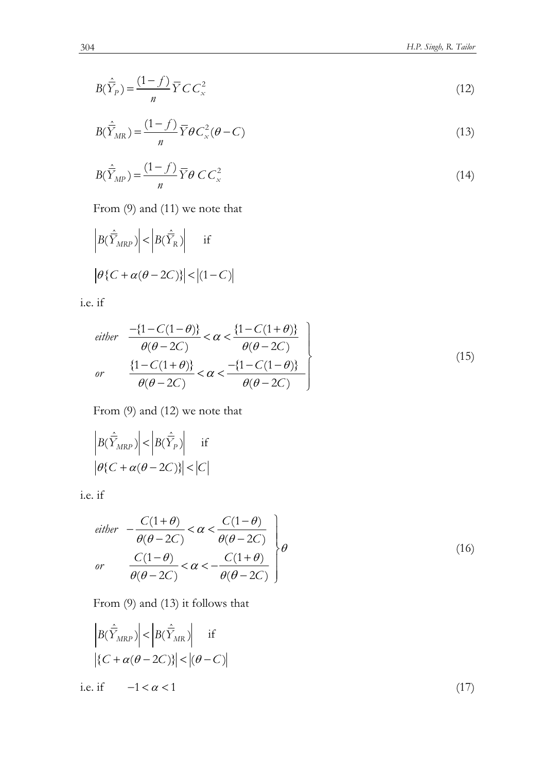$$B(\hat{\bar{Y}}_P) = \frac{(1-f)}{n}\bar{Y} C C_x^2 \tag{12}$$

$$B(\hat{\bar{Y}}_{MR}) = \frac{(1-f)}{n}\bar{Y}\theta C_x^2(\theta - C) \tag{13}$$

$$B(\hat{\bar{Y}}_{MP}) = \frac{(1-f)}{n}\bar{Y}\theta\, C C_x^2 \tag{14}$$

From (9) and (11) we note that

$$\left|B(\hat{\bar{Y}}_{MRP})\right| < \left|B(\hat{\bar{Y}}_R)\right| \quad \text{if}$$

$$\left|\theta\{C + \alpha(\theta - 2C)\}\right| < \left|(1-C)\right|$$

i.e. if

$$\left.\begin{array}{ll} \textit{either} & \dfrac{-\{1-C(1-\theta)\}}{\theta(\theta-2C)} < \alpha < \dfrac{\{1-C(1+\theta)\}}{\theta(\theta-2C)} \\ \textit{or} & \dfrac{\{1-C(1+\theta)\}}{\theta(\theta-2C)} < \alpha < \dfrac{-\{1-C(1-\theta)\}}{\theta(\theta-2C)} \end{array}\right\} \tag{15}$$

From (9) and (12) we note that

$$\left|B(\hat{\bar{Y}}_{MRP})\right| < \left|B(\hat{\bar{Y}}_P)\right| \quad \text{if}$$

$$\left|\theta\{C + \alpha(\theta - 2C)\}\right| < \left|C\right|$$

i.e. if

$$\left.\begin{array}{ll} \textit{either} & -\dfrac{C(1+\theta)}{\theta(\theta-2C)} < \alpha < \dfrac{C(1-\theta)}{\theta(\theta-2C)} \\ \textit{or} & \dfrac{C(1-\theta)}{\theta(\theta-2C)} < \alpha < -\dfrac{C(1+\theta)}{\theta(\theta-2C)} \end{array}\right\}\theta \tag{16}$$

From (9) and (13) it follows that

$$\left|B(\hat{\bar{Y}}_{MRP})\right| < \left|B(\hat{\bar{Y}}_{MR})\right| \quad \text{if}$$

$$\left|\{C + \alpha(\theta - 2C)\}\right| < \left|(\theta - C)\right|$$

i.e. if $\quad -1 < \alpha < 1$ (17)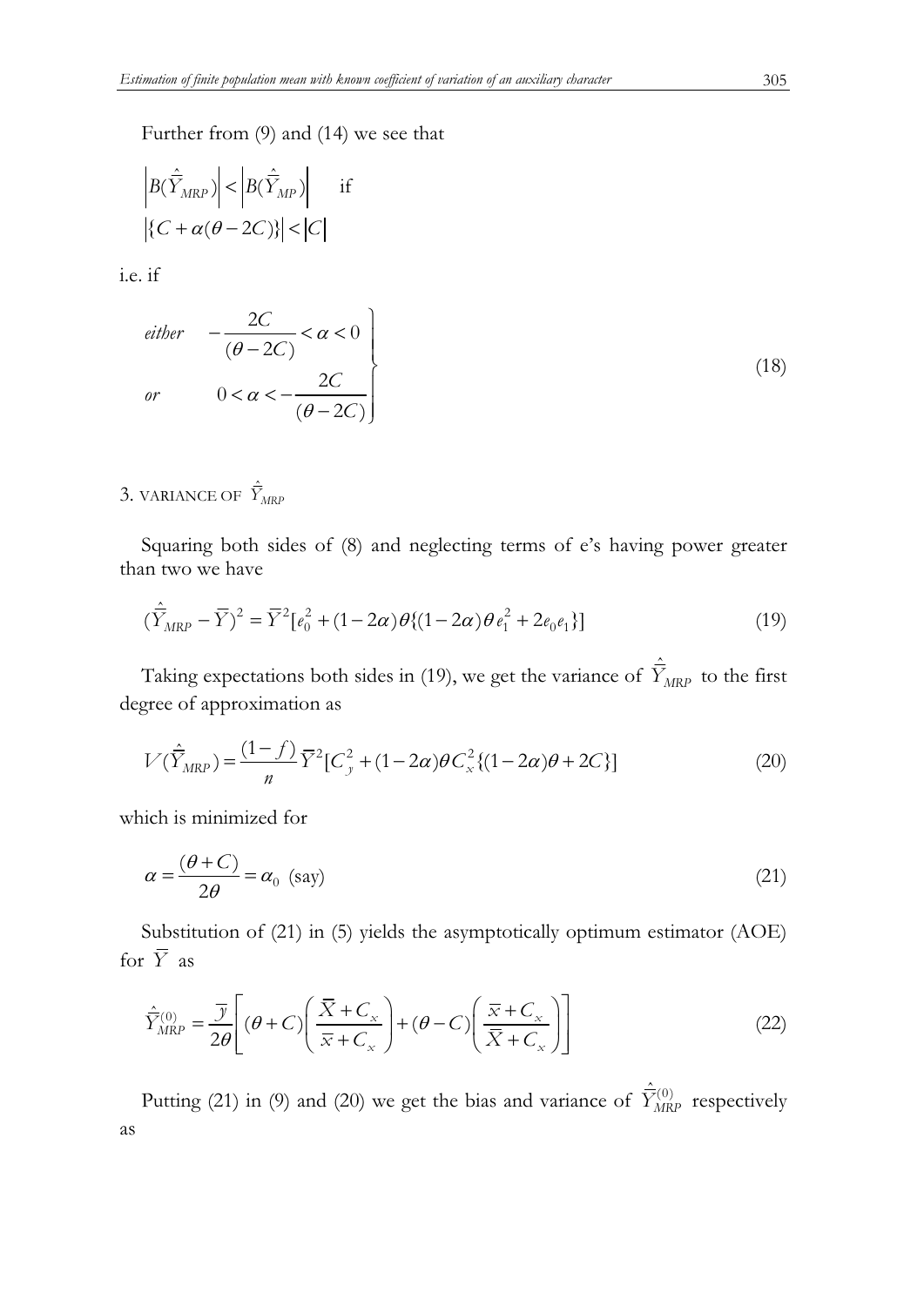Further from (9) and (14) we see that

$$\left|B(\hat{\bar{Y}}_{MRP})\right| < \left|B(\hat{\bar{Y}}_{MP})\right| \quad \text{if}$$

$$\left|\{C + \alpha(\theta - 2C)\}\right| < \left|C\right|$$

i.e. if

$$\left.\begin{array}{ll} \text{either} & -\dfrac{2C}{(\theta - 2C)} < \alpha < 0 \\ \text{or} & 0 < \alpha < -\dfrac{2C}{(\theta - 2C)} \end{array}\right\} \tag{18}$$

## 3. VARIANCE OF $\hat{\bar{Y}}_{MRP}$

Squaring both sides of (8) and neglecting terms of e's having power greater than two we have

$$(\hat{\bar{Y}}_{MRP} - \bar{Y})^2 = \bar{Y}^2[e_0^2 + (1-2\alpha)\theta\{(1-2\alpha)\theta e_1^2 + 2e_0 e_1\}] \tag{19}$$

Taking expectations both sides in (19), we get the variance of $\hat{\bar{Y}}_{MRP}$ to the first degree of approximation as

$$V(\hat{\bar{Y}}_{MRP}) = \frac{(1-f)}{n}\bar{Y}^2[C_y^2 + (1-2\alpha)\theta C_x^2\{(1-2\alpha)\theta + 2C\}] \tag{20}$$

which is minimized for

$$\alpha = \frac{(\theta + C)}{2\theta} = \alpha_0 \text{ (say)} \tag{21}$$

Substitution of (21) in (5) yields the asymptotically optimum estimator (AOE) for $\bar{Y}$ as

$$\hat{\bar{Y}}_{MRP}^{(0)} = \frac{\bar{y}}{2\theta}\left[(\theta + C)\left(\frac{\bar{X} + C_x}{\bar{x} + C_x}\right) + (\theta - C)\left(\frac{\bar{x} + C_x}{\bar{X} + C_x}\right)\right] \tag{22}$$

Putting (21) in (9) and (20) we get the bias and variance of $\hat{\bar{Y}}_{MRP}^{(0)}$ respectively as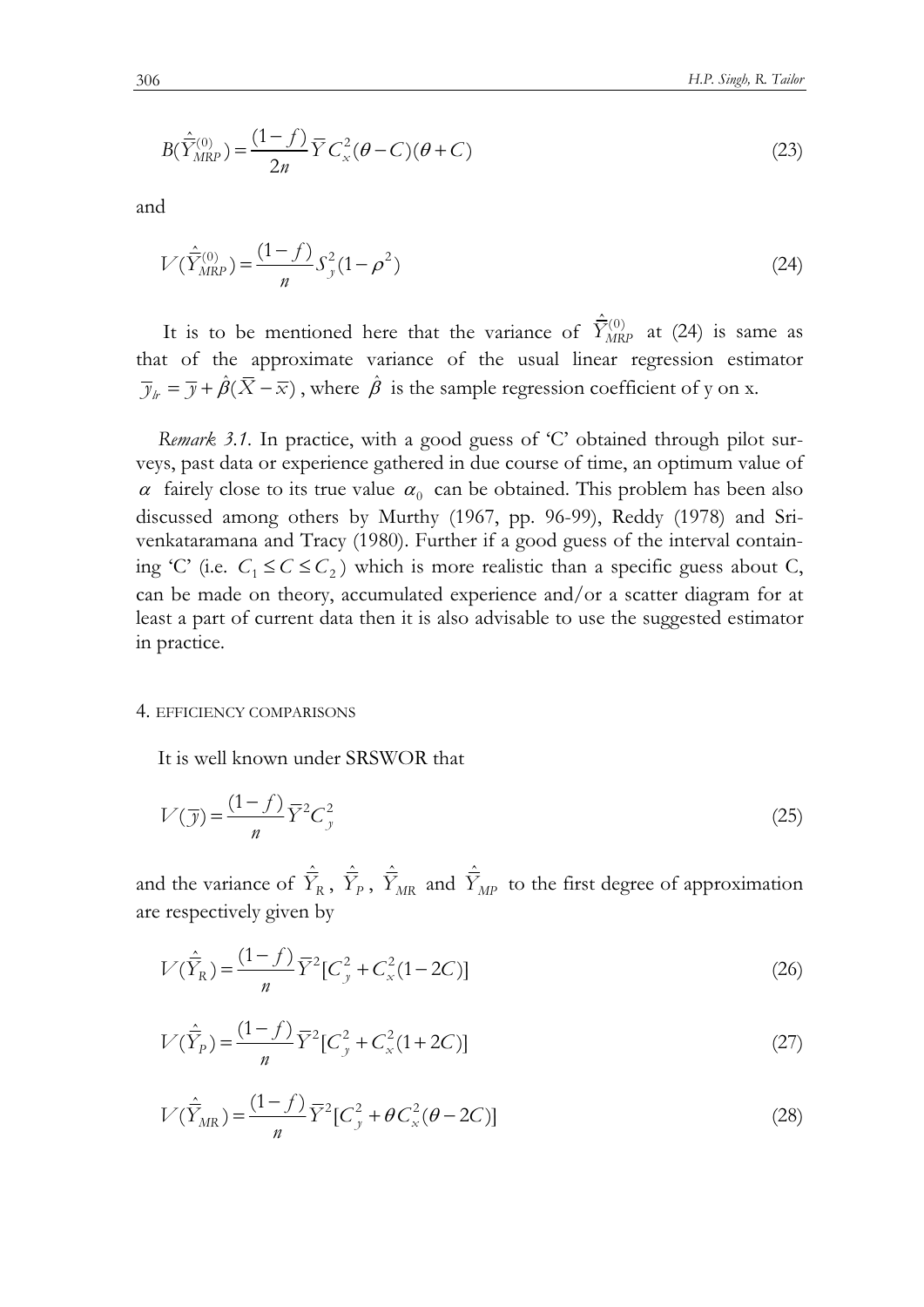$$B(\hat{\bar{Y}}_{MRP}^{(0)}) = \frac{(1-f)}{2n}\bar{Y}C_x^2(\theta - C)(\theta + C) \tag{23}$$

and

$$V(\hat{\bar{Y}}_{MRP}^{(0)}) = \frac{(1-f)}{n}S_y^2(1-\rho^2) \tag{24}$$

It is to be mentioned here that the variance of $\hat{\bar{Y}}_{MRP}^{(0)}$ at (24) is same as that of the approximate variance of the usual linear regression estimator $\bar{y}_{lr} = \bar{y} + \hat{\beta}(\bar{X} - \bar{x})$, where $\hat{\beta}$ is the sample regression coefficient of y on x.

*Remark 3.1.* In practice, with a good guess of 'C' obtained through pilot surveys, past data or experience gathered in due course of time, an optimum value of $\alpha$ fairly close to its true value $\alpha_0$ can be obtained. This problem has been also discussed among others by Murthy (1967, pp. 96-99), Reddy (1978) and Srivenkataramana and Tracy (1980). Further if a good guess of the interval containing 'C' (i.e. $C_1 \le C \le C_2$) which is more realistic than a specific guess about C, can be made on theory, accumulated experience and/or a scatter diagram for at least a part of current data then it is also advisable to use the suggested estimator in practice.

## 4. EFFICIENCY COMPARISONS

It is well known under SRSWOR that

$$V(\bar{y}) = \frac{(1-f)}{n}\bar{Y}^2 C_y^2 \tag{25}$$

and the variance of $\hat{\bar{Y}}_R$, $\hat{\bar{Y}}_P$, $\hat{\bar{Y}}_{MR}$ and $\hat{\bar{Y}}_{MP}$ to the first degree of approximation are respectively given by

$$V(\hat{\bar{Y}}_R) = \frac{(1-f)}{n}\bar{Y}^2[C_y^2 + C_x^2(1-2C)] \tag{26}$$

$$V(\hat{\bar{Y}}_P) = \frac{(1-f)}{n}\bar{Y}^2[C_y^2 + C_x^2(1+2C)] \tag{27}$$

$$V(\hat{\bar{Y}}_{MR}) = \frac{(1-f)}{n}\bar{Y}^2[C_y^2 + \theta C_x^2(\theta - 2C)] \tag{28}$$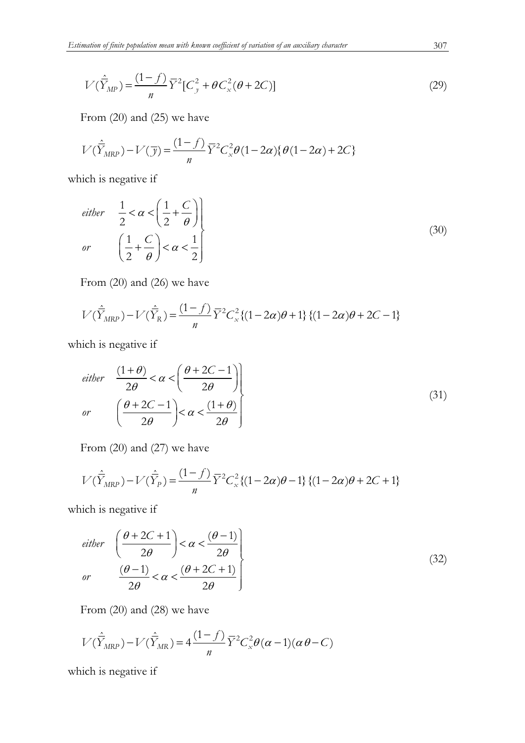$$V(\hat{\bar{Y}}_{MP}) = \frac{(1-f)}{n}\bar{Y}^2[C_y^2 + \theta C_x^2(\theta + 2C)] \tag{29}$$

From (20) and (25) we have

$$V(\hat{\bar{Y}}_{MRP}) - V(\bar{y}) = \frac{(1-f)}{n}\bar{Y}^2 C_x^2 \theta(1-2\alpha)\{\theta(1-2\alpha) + 2C\}$$

which is negative if

$$\left.\begin{aligned} &\textit{either} \quad \frac{1}{2} < \alpha < \left(\frac{1}{2} + \frac{C}{\theta}\right) \\ &\textit{or} \qquad \left(\frac{1}{2} + \frac{C}{\theta}\right) < \alpha < \frac{1}{2} \end{aligned}\right\} \tag{30}$$

From (20) and (26) we have

$$V(\hat{\bar{Y}}_{MRP}) - V(\hat{\bar{Y}}_{R}) = \frac{(1-f)}{n}\bar{Y}^2 C_x^2 \{(1-2\alpha)\theta + 1\}\{(1-2\alpha)\theta + 2C - 1\}$$

which is negative if

$$\left.\begin{aligned} &\textit{either} \quad \frac{(1+\theta)}{2\theta} < \alpha < \left(\frac{\theta + 2C - 1}{2\theta}\right) \\ &\textit{or} \qquad \left(\frac{\theta + 2C - 1}{2\theta}\right) < \alpha < \frac{(1+\theta)}{2\theta} \end{aligned}\right\} \tag{31}$$

From (20) and (27) we have

$$V(\hat{\bar{Y}}_{MRP}) - V(\hat{\bar{Y}}_{P}) = \frac{(1-f)}{n}\bar{Y}^2 C_x^2 \{(1-2\alpha)\theta - 1\}\{(1-2\alpha)\theta + 2C + 1\}$$

which is negative if

$$\left.\begin{aligned} &\textit{either} \quad \left(\frac{\theta + 2C + 1}{2\theta}\right) < \alpha < \frac{(\theta - 1)}{2\theta} \\ &\textit{or} \qquad \frac{(\theta - 1)}{2\theta} < \alpha < \frac{(\theta + 2C + 1)}{2\theta} \end{aligned}\right\} \tag{32}$$

From (20) and (28) we have

$$V(\hat{\bar{Y}}_{MRP}) - V(\hat{\bar{Y}}_{MR}) = 4\frac{(1-f)}{n}\bar{Y}^2 C_x^2 \theta(\alpha - 1)(\alpha\theta - C)$$

which is negative if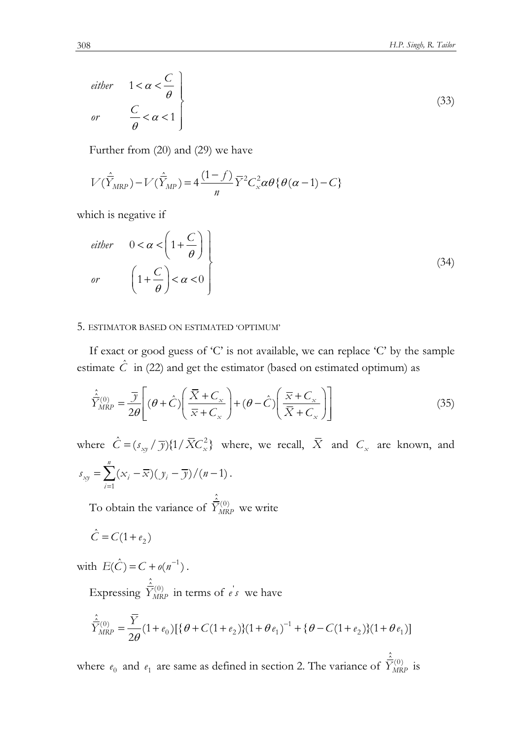$$
\left.\begin{array}{ll}
\textit{either} & 1<\alpha<\dfrac{C}{\theta} \\
\textit{or} & \dfrac{C}{\theta}<\alpha<1
\end{array}\right\} \tag{33}
$$

Further from (20) and (29) we have

$$
V(\hat{\hat{\bar{Y}}}_{MRP})-V(\hat{\hat{\bar{Y}}}_{MP})=4\frac{(1-f)}{n}\bar{Y}^2C_x^2\alpha\theta\{\theta(\alpha-1)-C\}
$$

which is negative if

$$
\left.\begin{array}{ll}
\textit{either} & 0<\alpha<\left(1+\dfrac{C}{\theta}\right) \\
\textit{or} & \left(1+\dfrac{C}{\theta}\right)<\alpha<0
\end{array}\right\} \tag{34}
$$

## 5. ESTIMATOR BASED ON ESTIMATED 'OPTIMUM'

If exact or good guess of 'C' is not available, we can replace 'C' by the sample estimate $\hat{C}$ in (22) and get the estimator (based on estimated optimum) as

$$
\hat{\hat{\bar{Y}}}_{MRP}^{(0)}=\frac{\bar{y}}{2\theta}\left[(\theta+\hat{C})\left(\frac{\bar{X}+C_x}{\bar{x}+C_x}\right)+(\theta-\hat{C})\left(\frac{\bar{x}+C_x}{\bar{X}+C_x}\right)\right] \tag{35}
$$

where $\hat{C}=(s_{xy}/\bar{y})\{1/\bar{X}C_x^2\}$ where, we recall, $\bar{X}$ and $C_x$ are known, and $s_{xy}=\sum_{i=1}^{n}(x_i-\bar{x})(y_i-\bar{y})/(n-1)$.

To obtain the variance of $\hat{\hat{\bar{Y}}}_{MRP}^{(0)}$ we write

$$
\hat{C}=C(1+e_2)
$$

with $E(\hat{C})=C+o(n^{-1})$.

Expressing $\hat{\hat{\bar{Y}}}_{MRP}^{(0)}$ in terms of $e's$ we have

$$
\hat{\hat{\bar{Y}}}_{MRP}^{(0)}=\frac{\bar{Y}}{2\theta}(1+e_0)[\{\theta+C(1+e_2)\}(1+\theta e_1)^{-1}+\{\theta-C(1+e_2)\}(1+\theta e_1)]
$$

where $e_0$ and $e_1$ are same as defined in section 2. The variance of $\hat{\hat{\bar{Y}}}_{MRP}^{(0)}$ is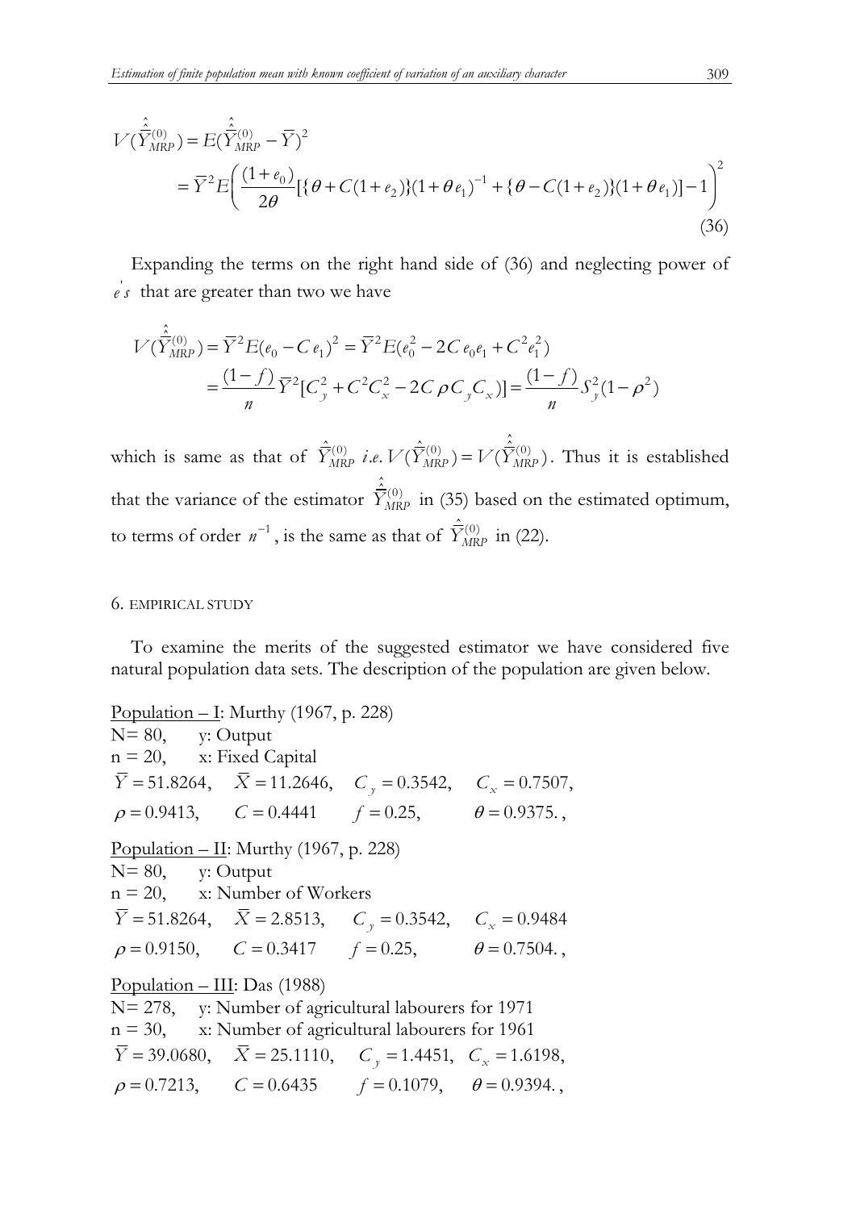$$V(\hat{\hat{\bar{Y}}}_{MRP}^{(0)}) = E(\hat{\hat{\bar{Y}}}_{MRP}^{(0)} - \bar{Y})^2$$
$$= \bar{Y}^2 E\left( \frac{(1+e_0)}{2\theta} [\{\theta + C(1+e_2)\}(1+\theta e_1)^{-1} + \{\theta - C(1+e_2)\}(1+\theta e_1)] - 1 \right)^2 \tag{36}$$

Expanding the terms on the right hand side of (36) and neglecting power of $e^{'}s$ that are greater than two we have

$$V(\hat{\hat{\bar{Y}}}_{MRP}^{(0)}) = \bar{Y}^2 E(e_0 - C\, e_1)^2 = \bar{Y}^2 E(e_0^2 - 2C\, e_0 e_1 + C^2 e_1^2)$$
$$= \frac{(1-f)}{n} \bar{Y}^2 [C_y^2 + C^2 C_x^2 - 2C\rho C_y C_x)] = \frac{(1-f)}{n} S_y^2 (1-\rho^2)$$

which is same as that of $\hat{\bar{Y}}_{MRP}^{(0)}$ *i.e.* $V(\hat{\bar{Y}}_{MRP}^{(0)}) = V(\hat{\hat{\bar{Y}}}_{MRP}^{(0)})$. Thus it is established that the variance of the estimator $\hat{\hat{\bar{Y}}}_{MRP}^{(0)}$ in (35) based on the estimated optimum, to terms of order $n^{-1}$, is the same as that of $\hat{\bar{Y}}_{MRP}^{(0)}$ in (22).

## 6. EMPIRICAL STUDY

To examine the merits of the suggested estimator we have considered five natural population data sets. The description of the population are given below.

Population – I: Murthy (1967, p. 228)
N= 80, y: Output
n = 20, x: Fixed Capital
$\bar{Y} = 51.8264$, $\bar{X} = 11.2646$, $C_y = 0.3542$, $C_x = 0.7507$,
$\rho = 0.9413$, $C = 0.4441$ $f = 0.25$, $\theta = 0.9375.$,

Population – II: Murthy (1967, p. 228)
N= 80, y: Output
n = 20, x: Number of Workers
$\bar{Y} = 51.8264$, $\bar{X} = 2.8513$, $C_y = 0.3542$, $C_x = 0.9484$
$\rho = 0.9150$, $C = 0.3417$ $f = 0.25$, $\theta = 0.7504.$,

Population – III: Das (1988)
N= 278, y: Number of agricultural labourers for 1971
n = 30, x: Number of agricultural labourers for 1961
$\bar{Y} = 39.0680$, $\bar{X} = 25.1110$, $C_y = 1.4451$, $C_x = 1.6198$,
$\rho = 0.7213$, $C = 0.6435$ $f = 0.1079$, $\theta = 0.9394.$,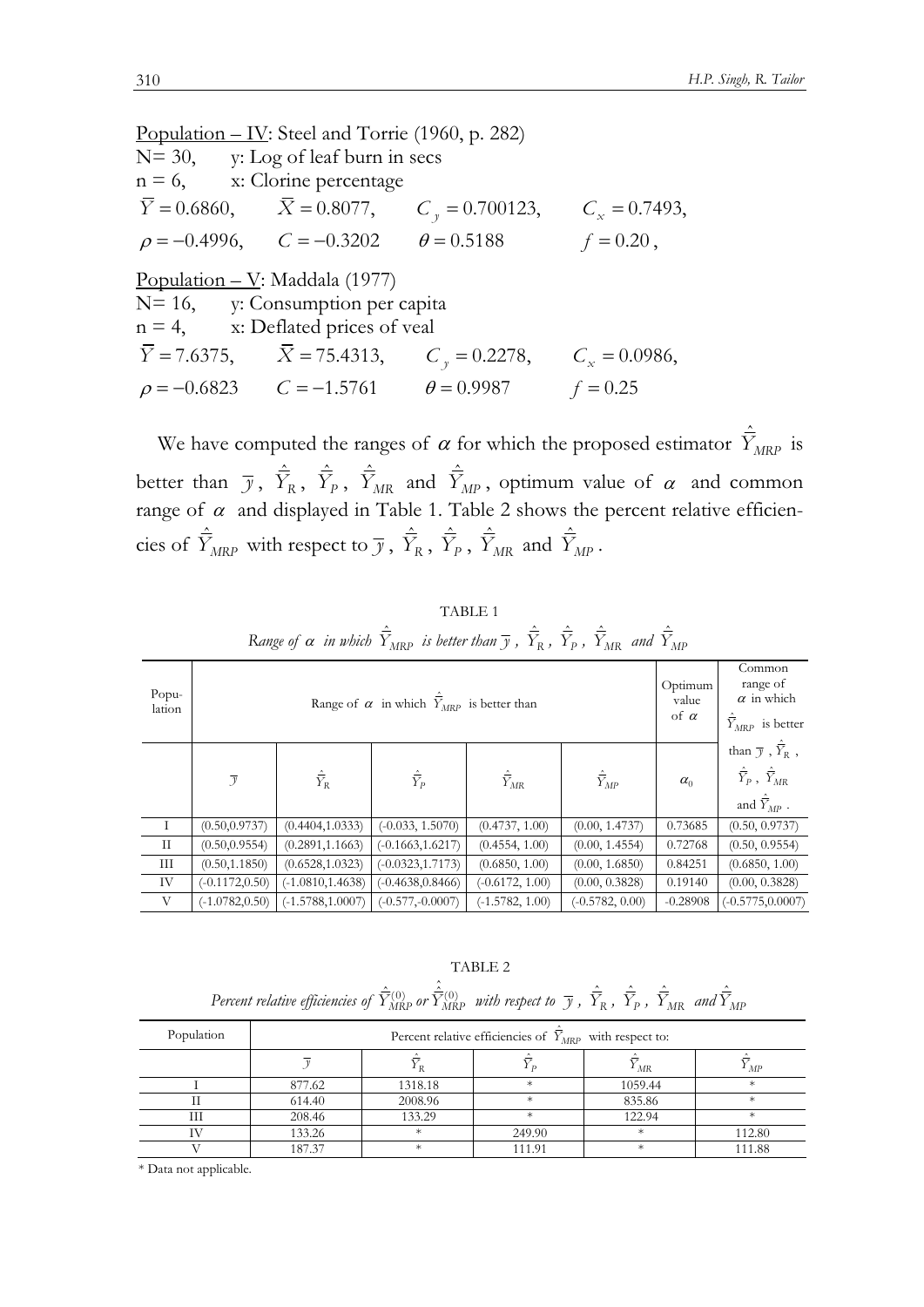Population – IV: Steel and Torrie (1960, p. 282)

N= 30, y: Log of leaf burn in secs

n = 6, x: Clorine percentage

$\bar{Y} = 0.6860$, $\bar{X} = 0.8077$, $C_y = 0.700123$, $C_x = 0.7493$,

$\rho = -0.4996$, $C = -0.3202$ $\theta = 0.5188$ $f = 0.20$,

Population – V: Maddala (1977)

N= 16, y: Consumption per capita

n = 4, x: Deflated prices of veal

$\bar{Y} = 7.6375$, $\bar{X} = 75.4313$, $C_y = 0.2278$, $C_x = 0.0986$,

$\rho = -0.6823$ $C = -1.5761$ $\theta = 0.9987$ $f = 0.25$

We have computed the ranges of $\alpha$ for which the proposed estimator $\hat{\bar{Y}}_{MRP}$ is better than $\bar{y}$, $\hat{\bar{Y}}_R$, $\hat{\bar{Y}}_P$, $\hat{\bar{Y}}_{MR}$ and $\hat{\bar{Y}}_{MP}$, optimum value of $\alpha$ and common range of $\alpha$ and displayed in Table 1. Table 2 shows the percent relative efficiencies of $\hat{\bar{Y}}_{MRP}$ with respect to $\bar{y}$, $\hat{\bar{Y}}_R$, $\hat{\bar{Y}}_P$, $\hat{\bar{Y}}_{MR}$ and $\hat{\bar{Y}}_{MP}$.

TABLE 1

*Range of $\alpha$ in which $\hat{\bar{Y}}_{MRP}$ is better than $\bar{y}$, $\hat{\bar{Y}}_R$, $\hat{\bar{Y}}_P$, $\hat{\bar{Y}}_{MR}$ and $\hat{\bar{Y}}_{MP}$*

| Population | Range of $\alpha$ in which $\hat{\bar{Y}}_{MRP}$ is better than | | | | | Optimum value of $\alpha$ | Common range of $\alpha$ in which $\hat{\bar{Y}}_{MRP}$ is better than $\bar{y}$, $\hat{\bar{Y}}_R$, $\hat{\bar{Y}}_P$, $\hat{\bar{Y}}_{MR}$ and $\hat{\bar{Y}}_{MP}$. |
|---|---|---|---|---|---|---|---|
| | $\bar{y}$ | $\hat{\bar{Y}}_R$ | $\hat{\bar{Y}}_P$ | $\hat{\bar{Y}}_{MR}$ | $\hat{\bar{Y}}_{MP}$ | $\alpha_0$ | |
| I | (0.50,0.9737) | (0.4404,1.0333) | (-0.033, 1.5070) | (0.4737, 1.00) | (0.00, 1.4737) | 0.73685 | (0.50, 0.9737) |
| II | (0.50,0.9554) | (0.2891,1.1663) | (-0.1663,1.6217) | (0.4554, 1.00) | (0.00, 1.4554) | 0.72768 | (0.50, 0.9554) |
| III | (0.50,1.1850) | (0.6528,1.0323) | (-0.0323,1.7173) | (0.6850, 1.00) | (0.00, 1.6850) | 0.84251 | (0.6850, 1.00) |
| IV | (-0.1172,0.50) | (-1.0810,1.4638) | (-0.4638,0.8466) | (-0.6172, 1.00) | (0.00, 0.3828) | 0.19140 | (0.00, 0.3828) |
| V | (-1.0782,0.50) | (-1.5788,1.0007) | (-0.577,-0.0007) | (-1.5782, 1.00) | (-0.5782, 0.00) | -0.28908 | (-0.5775,0.0007) |

TABLE 2

*Percent relative efficiencies of $\hat{\bar{Y}}_{MRP}^{(0)}$ or $\hat{\hat{\bar{Y}}}_{MRP}^{(0)}$ with respect to $\bar{y}$, $\hat{\bar{Y}}_R$, $\hat{\bar{Y}}_P$, $\hat{\bar{Y}}_{MR}$ and $\hat{\bar{Y}}_{MP}$*

| Population | Percent relative efficiencies of $\hat{\bar{Y}}_{MRP}$ with respect to: | | | | |
|---|---|---|---|---|---|
| | $\bar{y}$ | $\hat{\bar{Y}}_R$ | $\hat{\bar{Y}}_P$ | $\hat{\bar{Y}}_{MR}$ | $\hat{\bar{Y}}_{MP}$ |
| I | 877.62 | 1318.18 | * | 1059.44 | * |
| II | 614.40 | 2008.96 | * | 835.86 | * |
| III | 208.46 | 133.29 | * | 122.94 | * |
| IV | 133.26 | * | 249.90 | * | 112.80 |
| V | 187.37 | * | 111.91 | * | 111.88 |

* Data not applicable.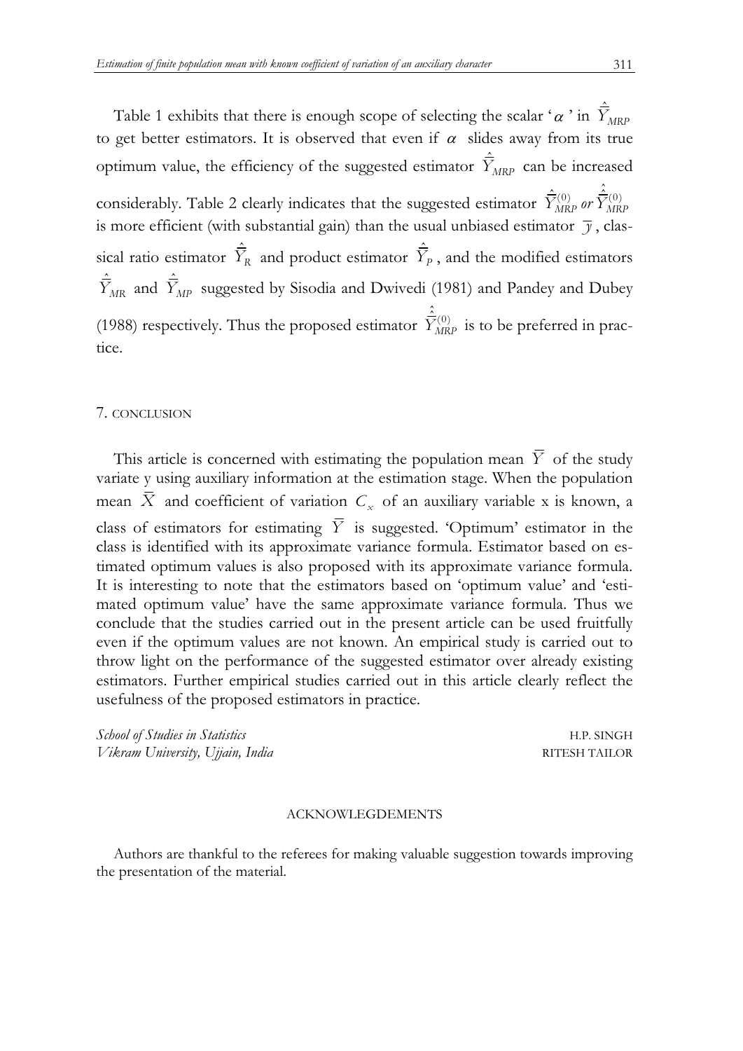Table 1 exhibits that there is enough scope of selecting the scalar '$\alpha$' in $\hat{\bar{Y}}_{MRP}$ to get better estimators. It is observed that even if $\alpha$ slides away from its true optimum value, the efficiency of the suggested estimator $\hat{\bar{Y}}_{MRP}$ can be increased considerably. Table 2 clearly indicates that the suggested estimator $\hat{\bar{Y}}_{MRP}^{(0)}$ *or* $\hat{\hat{\bar{Y}}}_{MRP}^{(0)}$ is more efficient (with substantial gain) than the usual unbiased estimator $\bar{y}$, classical ratio estimator $\hat{\bar{Y}}_{R}$ and product estimator $\hat{\bar{Y}}_{P}$, and the modified estimators $\hat{\bar{Y}}_{MR}$ and $\hat{\bar{Y}}_{MP}$ suggested by Sisodia and Dwivedi (1981) and Pandey and Dubey (1988) respectively. Thus the proposed estimator $\hat{\hat{\bar{Y}}}_{MRP}^{(0)}$ is to be preferred in practice.

## 7. CONCLUSION

This article is concerned with estimating the population mean $\bar{Y}$ of the study variate y using auxiliary information at the estimation stage. When the population mean $\bar{X}$ and coefficient of variation $C_x$ of an auxiliary variable x is known, a class of estimators for estimating $\bar{Y}$ is suggested. 'Optimum' estimator in the class is identified with its approximate variance formula. Estimator based on estimated optimum values is also proposed with its approximate variance formula. It is interesting to note that the estimators based on 'optimum value' and 'estimated optimum value' have the same approximate variance formula. Thus we conclude that the studies carried out in the present article can be used fruitfully even if the optimum values are not known. An empirical study is carried out to throw light on the performance of the suggested estimator over already existing estimators. Further empirical studies carried out in this article clearly reflect the usefulness of the proposed estimators in practice.

*School of Studies in Statistics* H.P. SINGH
*Vikram University, Ujjain, India* RITESH TAILOR

### ACKNOWLEGDEMENTS

Authors are thankful to the referees for making valuable suggestion towards improving the presentation of the material.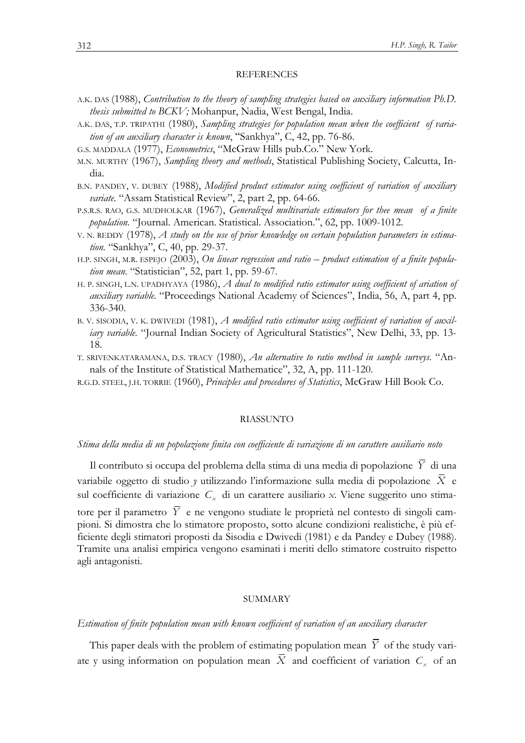## REFERENCES

A.K. DAS (1988), *Contribution to the theory of sampling strategies based on auxiliary information Ph.D. thesis submitted to BCKV;* Mohanpur, Nadia, West Bengal, India.

A.K. DAS, T.P. TRIPATHI (1980), *Sampling strategies for population mean when the coefficient of variation of an auxiliary character is known*, "Sankhya", C, 42, pp. 76-86.

G.S. MADDALA (1977), *Econometrics*, "McGraw Hills pub.Co." New York.

M.N. MURTHY (1967), *Sampling theory and methods*, Statistical Publishing Society, Calcutta, India.

B.N. PANDEY, V. DUBEY (1988), *Modified product estimator using coefficient of variation of auxiliary variate.* "Assam Statistical Review", 2, part 2, pp. 64-66.

P.S.R.S. RAO, G.S. MUDHOLKAR (1967), *Generalized multivariate estimators for thee mean of a finite population.* "Journal. American. Statistical. Association.", 62, pp. 1009-1012.

V. N. REDDY (1978), *A study on the use of prior knowledge on certain population parameters in estimation.* "Sankhya", C, 40, pp. 29-37.

H.P. SINGH, M.R. ESPEJO (2003), *On linear regression and ratio – product estimation of a finite population mean.* "Statistician", 52, part 1, pp. 59-67.

H. P. SINGH, L.N. UPADHYAYA (1986), *A dual to modified ratio estimator using coefficient of ariation of auxiliary variable.* "Proceedings National Academy of Sciences", India, 56, A, part 4, pp. 336-340.

B. V. SISODIA, V. K. DWIVEDI (1981), *A modified ratio estimator using coefficient of variation of auxiliary variable.* "Journal Indian Society of Agricultural Statistics", New Delhi, 33, pp. 13-18.

T. SRIVENKATARAMANA, D.S. TRACY (1980), *An alternative to ratio method in sample surveys.* "Annals of the Institute of Statistical Mathematice", 32, A, pp. 111-120.

R.G.D. STEEL, J.H. TORRIE (1960), *Principles and procedures of Statistics*, McGraw Hill Book Co.

## RIASSUNTO

*Stima della media di un popolazione finita con coefficiente di variazione di un carattere ausiliario noto*

Il contributo si occupa del problema della stima di una media di popolazione $\bar{Y}$ di una variabile oggetto di studio *y* utilizzando l'informazione sulla media di popolazione $\bar{X}$ e sul coefficiente di variazione $C_x$ di un carattere ausiliario *x*. Viene suggerito uno stimatore per il parametro $\bar{Y}$ e ne vengono studiate le proprietà nel contesto di singoli campioni. Si dimostra che lo stimatore proposto, sotto alcune condizioni realistiche, è più efficiente degli stimatori proposti da Sisodia e Dwivedi (1981) e da Pandey e Dubey (1988). Tramite una analisi empirica vengono esaminati i meriti dello stimatore costruito rispetto agli antagonisti.

## SUMMARY

*Estimation of finite population mean with known coefficient of variation of an auxiliary character*

This paper deals with the problem of estimating population mean $\bar{Y}$ of the study variate y using information on population mean $\bar{X}$ and coefficient of variation $C_x$ of an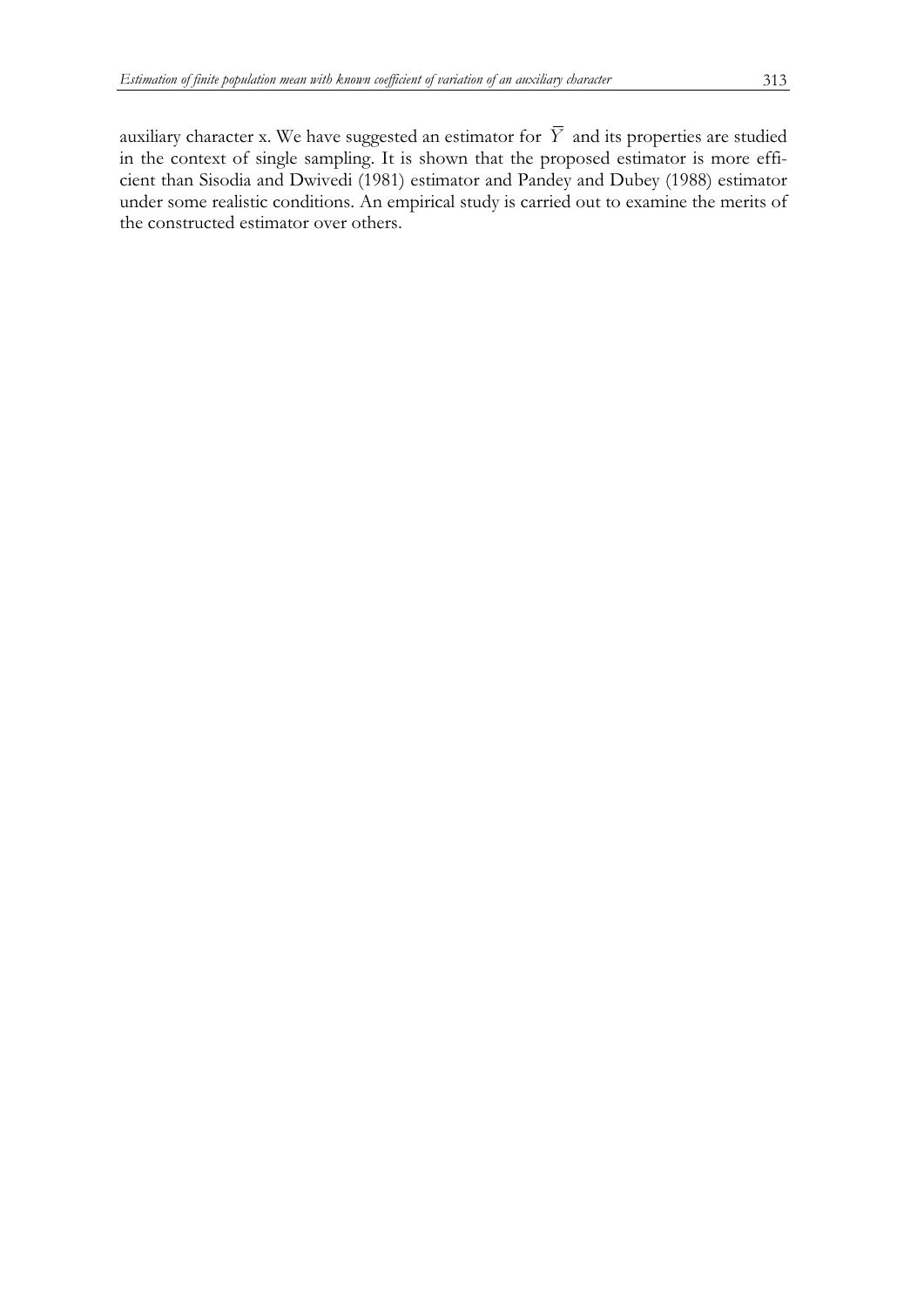auxiliary character x. We have suggested an estimator for $\overline{Y}$ and its properties are studied in the context of single sampling. It is shown that the proposed estimator is more efficient than Sisodia and Dwivedi (1981) estimator and Pandey and Dubey (1988) estimator under some realistic conditions. An empirical study is carried out to examine the merits of the constructed estimator over others.